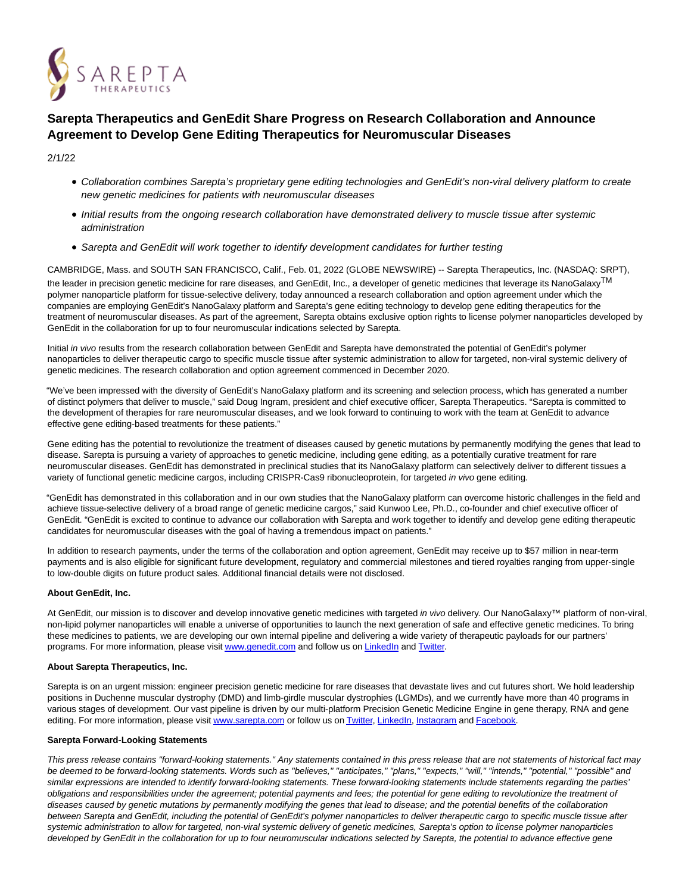# Sarepta Therapeutics and GenEdit Share Progress on Research Collaboration and Announce Agreement to Develop Gene Editing Therapeutics for Neuromuscular Diseases

2/1/22

- *Collaboration combines Sarepta's proprietary gene editing technologies and GenEdit's non-viral delivery platform to create new genetic medicines for patients with neuromuscular diseases*
- *Initial results from the ongoing research collaboration have demonstrated delivery to muscle tissue after systemic administration*
- *Sarepta and GenEdit will work together to identify development candidates for further testing*

CAMBRIDGE, Mass. and SOUTH SAN FRANCISCO, Calif., Feb. 01, 2022 (GLOBE NEWSWIRE) -- Sarepta Therapeutics, Inc. (NASDAQ: SRPT), the leader in precision genetic medicine for rare diseases, and GenEdit, Inc., a developer of genetic medicines that leverage its NanoGalaxy™ polymer nanoparticle platform for tissue-selective delivery, today announced a research collaboration and option agreement under which the companies are employing GenEdit's NanoGalaxy platform and Sarepta's gene editing technology to develop gene editing therapeutics for the treatment of neuromuscular diseases. As part of the agreement, Sarepta obtains exclusive option rights to license polymer nanoparticles developed by GenEdit in the collaboration for up to four neuromuscular indications selected by Sarepta.

Initial *in vivo* results from the research collaboration between GenEdit and Sarepta have demonstrated the potential of GenEdit's polymer nanoparticles to deliver therapeutic cargo to specific muscle tissue after systemic administration to allow for targeted, non-viral systemic delivery of genetic medicines. The research collaboration and option agreement commenced in December 2020.

"We've been impressed with the diversity of GenEdit's NanoGalaxy platform and its screening and selection process, which has generated a number of distinct polymers that deliver to muscle," said Doug Ingram, president and chief executive officer, Sarepta Therapeutics. "Sarepta is committed to the development of therapies for rare neuromuscular diseases, and we look forward to continuing to work with the team at GenEdit to advance effective gene editing-based treatments for these patients."

Gene editing has the potential to revolutionize the treatment of diseases caused by genetic mutations by permanently modifying the genes that lead to disease. Sarepta is pursuing a variety of approaches to genetic medicine, including gene editing, as a potentially curative treatment for rare neuromuscular diseases. GenEdit has demonstrated in preclinical studies that its NanoGalaxy platform can selectively deliver to different tissues a variety of functional genetic medicine cargos, including CRISPR-Cas9 ribonucleoprotein, for targeted *in vivo* gene editing.

"GenEdit has demonstrated in this collaboration and in our own studies that the NanoGalaxy platform can overcome historic challenges in the field and achieve tissue-selective delivery of a broad range of genetic medicine cargos," said Kunwoo Lee, Ph.D., co-founder and chief executive officer of GenEdit. "GenEdit is excited to continue to advance our collaboration with Sarepta and work together to identify and develop gene editing therapeutic candidates for neuromuscular diseases with the goal of having a tremendous impact on patients."

In addition to research payments, under the terms of the collaboration and option agreement, GenEdit may receive up to $57 million in near-term payments and is also eligible for significant future development, regulatory and commercial milestones and tiered royalties ranging from upper-single to low-double digits on future product sales. Additional financial details were not disclosed.

**About GenEdit, Inc.**

At GenEdit, our mission is to discover and develop innovative genetic medicines with targeted *in vivo* delivery. Our NanoGalaxy™ platform of non-viral, non-lipid polymer nanoparticles will enable a universe of opportunities to launch the next generation of safe and effective genetic medicines. To bring these medicines to patients, we are developing our own internal pipeline and delivering a wide variety of therapeutic payloads for our partners' programs. For more information, please visit www.genedit.com and follow us on LinkedIn and Twitter.

**About Sarepta Therapeutics, Inc.**

Sarepta is on an urgent mission: engineer precision genetic medicine for rare diseases that devastate lives and cut futures short. We hold leadership positions in Duchenne muscular dystrophy (DMD) and limb-girdle muscular dystrophies (LGMDs), and we currently have more than 40 programs in various stages of development. Our vast pipeline is driven by our multi-platform Precision Genetic Medicine Engine in gene therapy, RNA and gene editing. For more information, please visit www.sarepta.com or follow us on Twitter, LinkedIn, Instagram and Facebook.

**Sarepta Forward-Looking Statements**

*This press release contains "forward-looking statements." Any statements contained in this press release that are not statements of historical fact may be deemed to be forward-looking statements. Words such as "believes," "anticipates," "plans," "expects," "will," "intends," "potential," "possible" and similar expressions are intended to identify forward-looking statements. These forward-looking statements include statements regarding the parties' obligations and responsibilities under the agreement; potential payments and fees; the potential for gene editing to revolutionize the treatment of diseases caused by genetic mutations by permanently modifying the genes that lead to disease; and the potential benefits of the collaboration between Sarepta and GenEdit, including the potential of GenEdit's polymer nanoparticles to deliver therapeutic cargo to specific muscle tissue after systemic administration to allow for targeted, non-viral systemic delivery of genetic medicines, Sarepta's option to license polymer nanoparticles developed by GenEdit in the collaboration for up to four neuromuscular indications selected by Sarepta, the potential to advance effective gene*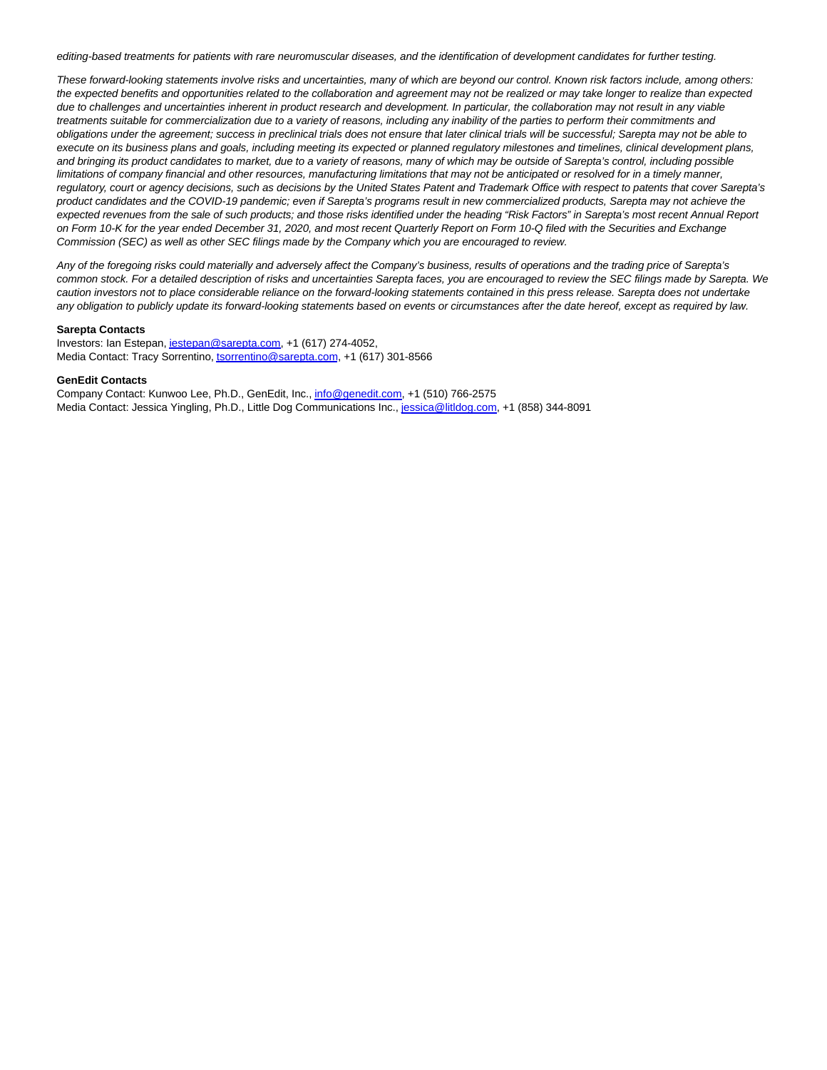*editing-based treatments for patients with rare neuromuscular diseases, and the identification of development candidates for further testing.*

*These forward-looking statements involve risks and uncertainties, many of which are beyond our control. Known risk factors include, among others: the expected benefits and opportunities related to the collaboration and agreement may not be realized or may take longer to realize than expected due to challenges and uncertainties inherent in product research and development. In particular, the collaboration may not result in any viable treatments suitable for commercialization due to a variety of reasons, including any inability of the parties to perform their commitments and obligations under the agreement; success in preclinical trials does not ensure that later clinical trials will be successful; Sarepta may not be able to execute on its business plans and goals, including meeting its expected or planned regulatory milestones and timelines, clinical development plans, and bringing its product candidates to market, due to a variety of reasons, many of which may be outside of Sarepta's control, including possible limitations of company financial and other resources, manufacturing limitations that may not be anticipated or resolved for in a timely manner, regulatory, court or agency decisions, such as decisions by the United States Patent and Trademark Office with respect to patents that cover Sarepta's product candidates and the COVID-19 pandemic; even if Sarepta's programs result in new commercialized products, Sarepta may not achieve the expected revenues from the sale of such products; and those risks identified under the heading "Risk Factors" in Sarepta's most recent Annual Report on Form 10-K for the year ended December 31, 2020, and most recent Quarterly Report on Form 10-Q filed with the Securities and Exchange Commission (SEC) as well as other SEC filings made by the Company which you are encouraged to review.*

*Any of the foregoing risks could materially and adversely affect the Company's business, results of operations and the trading price of Sarepta's common stock. For a detailed description of risks and uncertainties Sarepta faces, you are encouraged to review the SEC filings made by Sarepta. We caution investors not to place considerable reliance on the forward-looking statements contained in this press release. Sarepta does not undertake any obligation to publicly update its forward-looking statements based on events or circumstances after the date hereof, except as required by law.*

**Sarepta Contacts**
Investors: Ian Estepan, iestepan@sarepta.com, +1 (617) 274-4052,
Media Contact: Tracy Sorrentino, tsorrentino@sarepta.com, +1 (617) 301-8566

**GenEdit Contacts**
Company Contact: Kunwoo Lee, Ph.D., GenEdit, Inc., info@genedit.com, +1 (510) 766-2575
Media Contact: Jessica Yingling, Ph.D., Little Dog Communications Inc., jessica@litldog.com, +1 (858) 344-8091